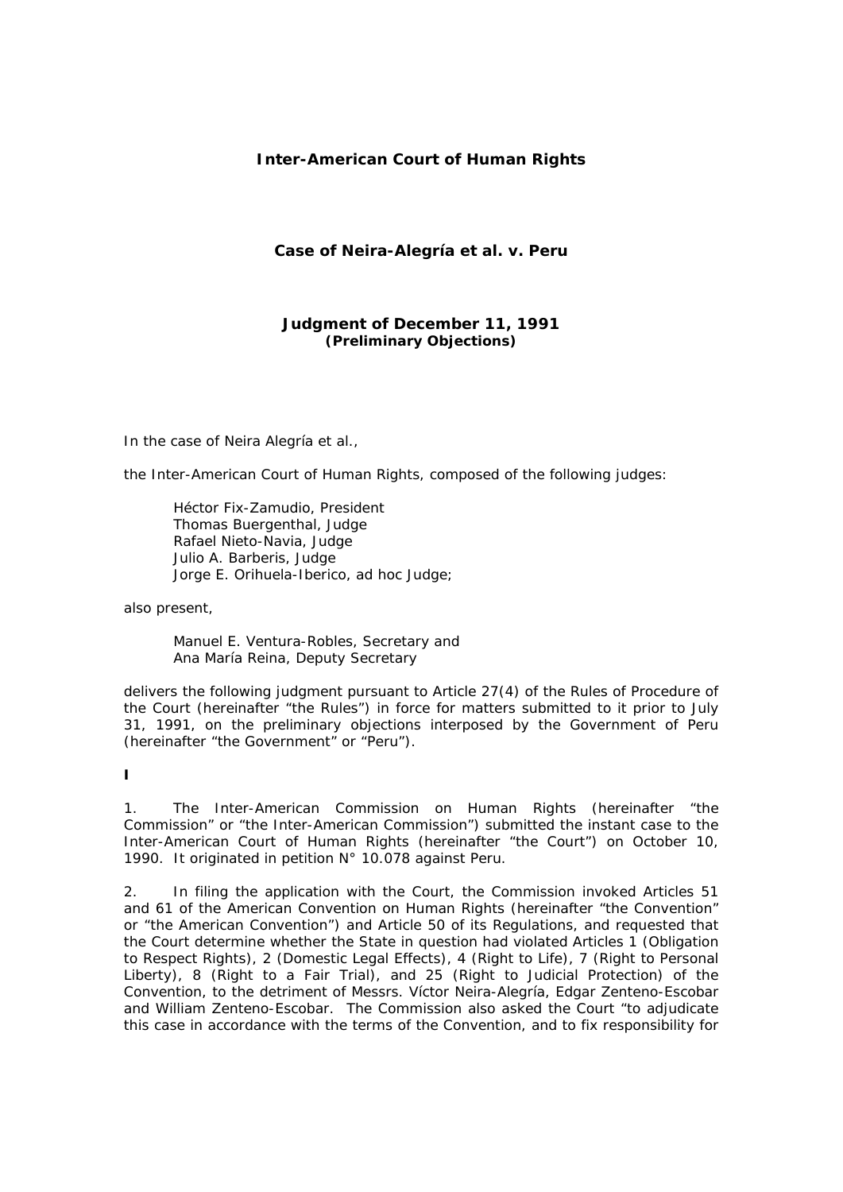# Inter-American Court of Human Rights

## Case of Neira-Alegría et al. v. Peru

### Judgment of December 11, 1991
**(Preliminary Objections)**

In the case of Neira Alegría et al.,

the Inter-American Court of Human Rights, composed of the following judges:

Héctor Fix-Zamudio, President
Thomas Buergenthal, Judge
Rafael Nieto-Navia, Judge
Julio A. Barberis, Judge
Jorge E. Orihuela-Iberico, ad hoc Judge;

also present,

Manuel E. Ventura-Robles, Secretary and
Ana María Reina, Deputy Secretary

delivers the following judgment pursuant to Article 27(4) of the Rules of Procedure of the Court (hereinafter "the Rules") in force for matters submitted to it prior to July 31, 1991, on the preliminary objections interposed by the Government of Peru (hereinafter "the Government" or "Peru").

**I**

1. The Inter-American Commission on Human Rights (hereinafter "the Commission" or "the Inter-American Commission") submitted the instant case to the Inter-American Court of Human Rights (hereinafter "the Court") on October 10, 1990. It originated in petition N° 10.078 against Peru.

2. In filing the application with the Court, the Commission invoked Articles 51 and 61 of the American Convention on Human Rights (hereinafter "the Convention" or "the American Convention") and Article 50 of its Regulations, and requested that the Court determine whether the State in question had violated Articles 1 (Obligation to Respect Rights), 2 (Domestic Legal Effects), 4 (Right to Life), 7 (Right to Personal Liberty), 8 (Right to a Fair Trial), and 25 (Right to Judicial Protection) of the Convention, to the detriment of Messrs. Víctor Neira-Alegría, Edgar Zenteno-Escobar and William Zenteno-Escobar. The Commission also asked the Court "to adjudicate this case in accordance with the terms of the Convention, and to fix responsibility for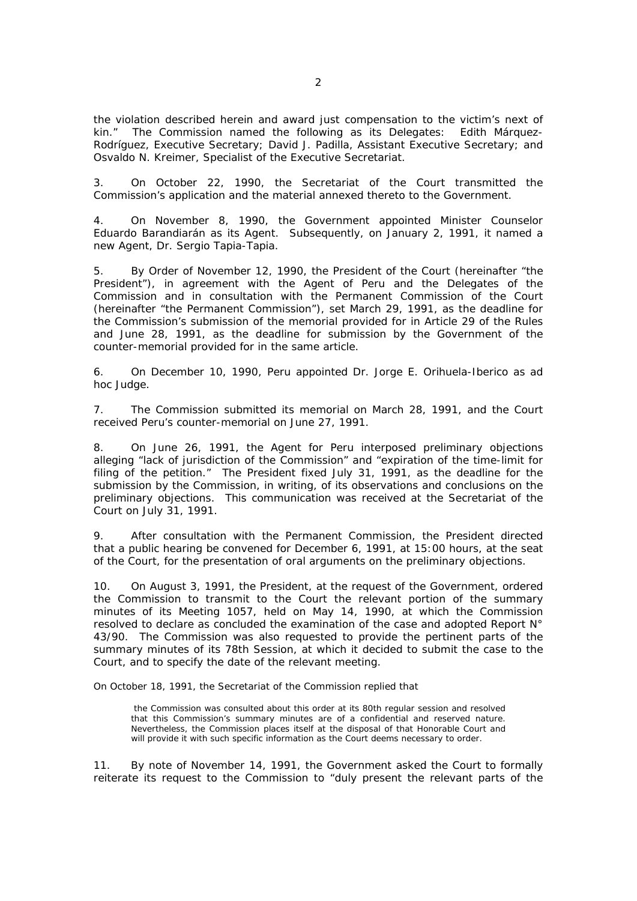the violation described herein and award just compensation to the victim's next of kin." The Commission named the following as its Delegates: Edith Márquez-Rodríguez, Executive Secretary; David J. Padilla, Assistant Executive Secretary; and Osvaldo N. Kreimer, Specialist of the Executive Secretariat.

3. On October 22, 1990, the Secretariat of the Court transmitted the Commission's application and the material annexed thereto to the Government.

4. On November 8, 1990, the Government appointed Minister Counselor Eduardo Barandiarán as its Agent. Subsequently, on January 2, 1991, it named a new Agent, Dr. Sergio Tapia-Tapia.

5. By Order of November 12, 1990, the President of the Court (hereinafter "the President"), in agreement with the Agent of Peru and the Delegates of the Commission and in consultation with the Permanent Commission of the Court (hereinafter "the Permanent Commission"), set March 29, 1991, as the deadline for the Commission's submission of the memorial provided for in Article 29 of the Rules and June 28, 1991, as the deadline for submission by the Government of the counter-memorial provided for in the same article.

6. On December 10, 1990, Peru appointed Dr. Jorge E. Orihuela-Iberico as ad hoc Judge.

7. The Commission submitted its memorial on March 28, 1991, and the Court received Peru's counter-memorial on June 27, 1991.

8. On June 26, 1991, the Agent for Peru interposed preliminary objections alleging "lack of jurisdiction of the Commission" and "expiration of the time-limit for filing of the petition." The President fixed July 31, 1991, as the deadline for the submission by the Commission, in writing, of its observations and conclusions on the preliminary objections. This communication was received at the Secretariat of the Court on July 31, 1991.

9. After consultation with the Permanent Commission, the President directed that a public hearing be convened for December 6, 1991, at 15:00 hours, at the seat of the Court, for the presentation of oral arguments on the preliminary objections.

10. On August 3, 1991, the President, at the request of the Government, ordered the Commission to transmit to the Court the relevant portion of the summary minutes of its Meeting 1057, held on May 14, 1990, at which the Commission resolved to declare as concluded the examination of the case and adopted Report N° 43/90. The Commission was also requested to provide the pertinent parts of the summary minutes of its 78th Session, at which it decided to submit the case to the Court, and to specify the date of the relevant meeting.

On October 18, 1991, the Secretariat of the Commission replied that

> the Commission was consulted about this order at its 80th regular session and resolved that this Commission's summary minutes are of a confidential and reserved nature. Nevertheless, the Commission places itself at the disposal of that Honorable Court and will provide it with such specific information as the Court deems necessary to order.

11. By note of November 14, 1991, the Government asked the Court to formally reiterate its request to the Commission to "duly present the relevant parts of the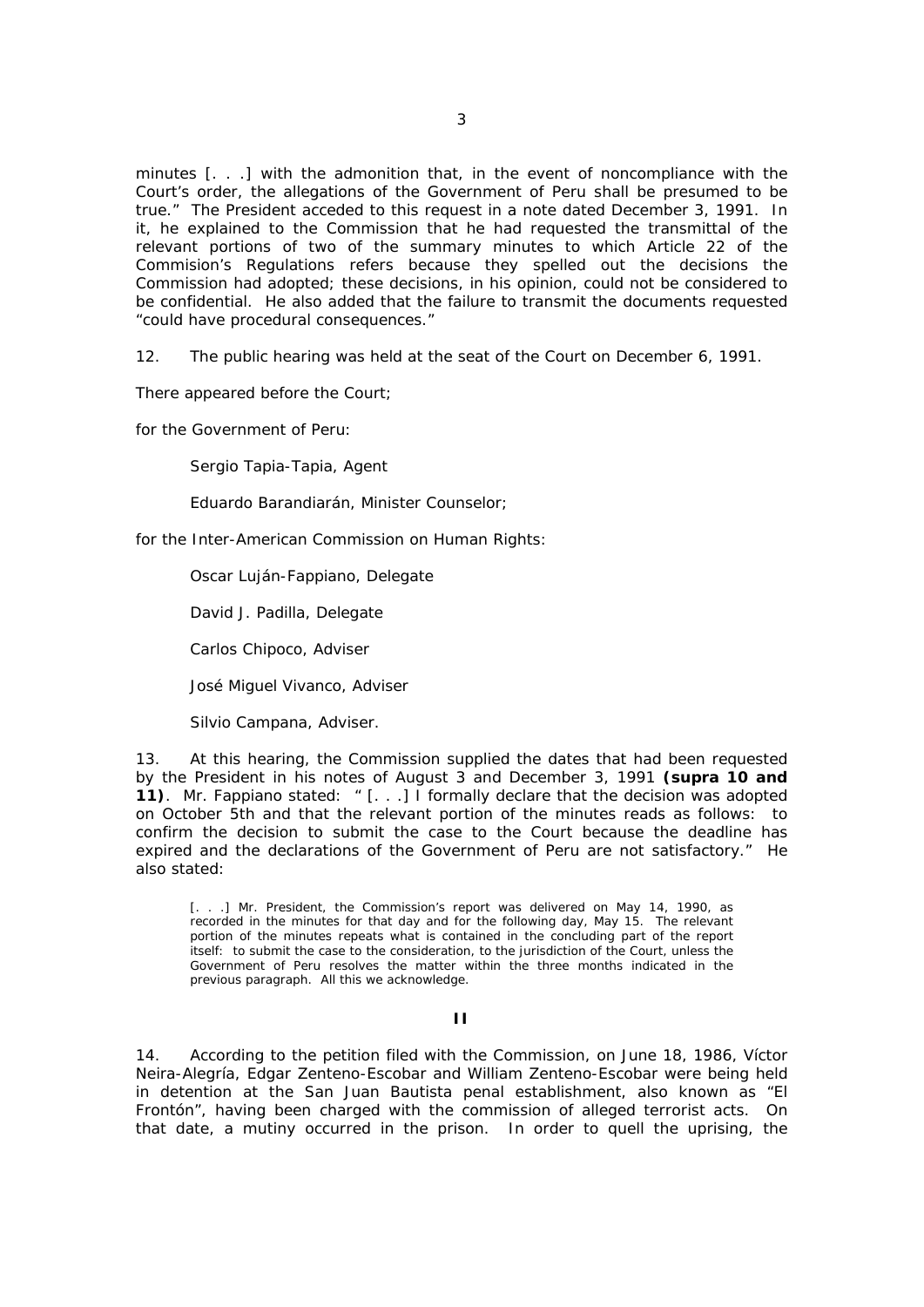minutes [. . .] with the admonition that, in the event of noncompliance with the Court's order, the allegations of the Government of Peru shall be presumed to be true." The President acceded to this request in a note dated December 3, 1991. In it, he explained to the Commission that he had requested the transmittal of the relevant portions of two of the summary minutes to which Article 22 of the Commision's Regulations refers because they spelled out the decisions the Commission had adopted; these decisions, in his opinion, could not be considered to be confidential. He also added that the failure to transmit the documents requested "could have procedural consequences."

12. The public hearing was held at the seat of the Court on December 6, 1991.

There appeared before the Court;

for the Government of Peru:

Sergio Tapia-Tapia, Agent

Eduardo Barandiarán, Minister Counselor;

for the Inter-American Commission on Human Rights:

Oscar Luján-Fappiano, Delegate

David J. Padilla, Delegate

Carlos Chipoco, Adviser

José Miguel Vivanco, Adviser

Silvio Campana, Adviser.

13. At this hearing, the Commission supplied the dates that had been requested by the President in his notes of August 3 and December 3, 1991 **(supra 10 and 11)**. Mr. Fappiano stated: " [. . .] I formally declare that the decision was adopted on October 5th and that the relevant portion of the minutes reads as follows: to confirm the decision to submit the case to the Court because the deadline has expired and the declarations of the Government of Peru are not satisfactory." He also stated:

> [. . .] Mr. President, the Commission's report was delivered on May 14, 1990, as recorded in the minutes for that day and for the following day, May 15. The relevant portion of the minutes repeats what is contained in the concluding part of the report itself: to submit the case to the consideration, to the jurisdiction of the Court, unless the Government of Peru resolves the matter within the three months indicated in the previous paragraph. All this we acknowledge.

## II

14. According to the petition filed with the Commission, on June 18, 1986, Víctor Neira-Alegría, Edgar Zenteno-Escobar and William Zenteno-Escobar were being held in detention at the San Juan Bautista penal establishment, also known as "El Frontón", having been charged with the commission of alleged terrorist acts. On that date, a mutiny occurred in the prison. In order to quell the uprising, the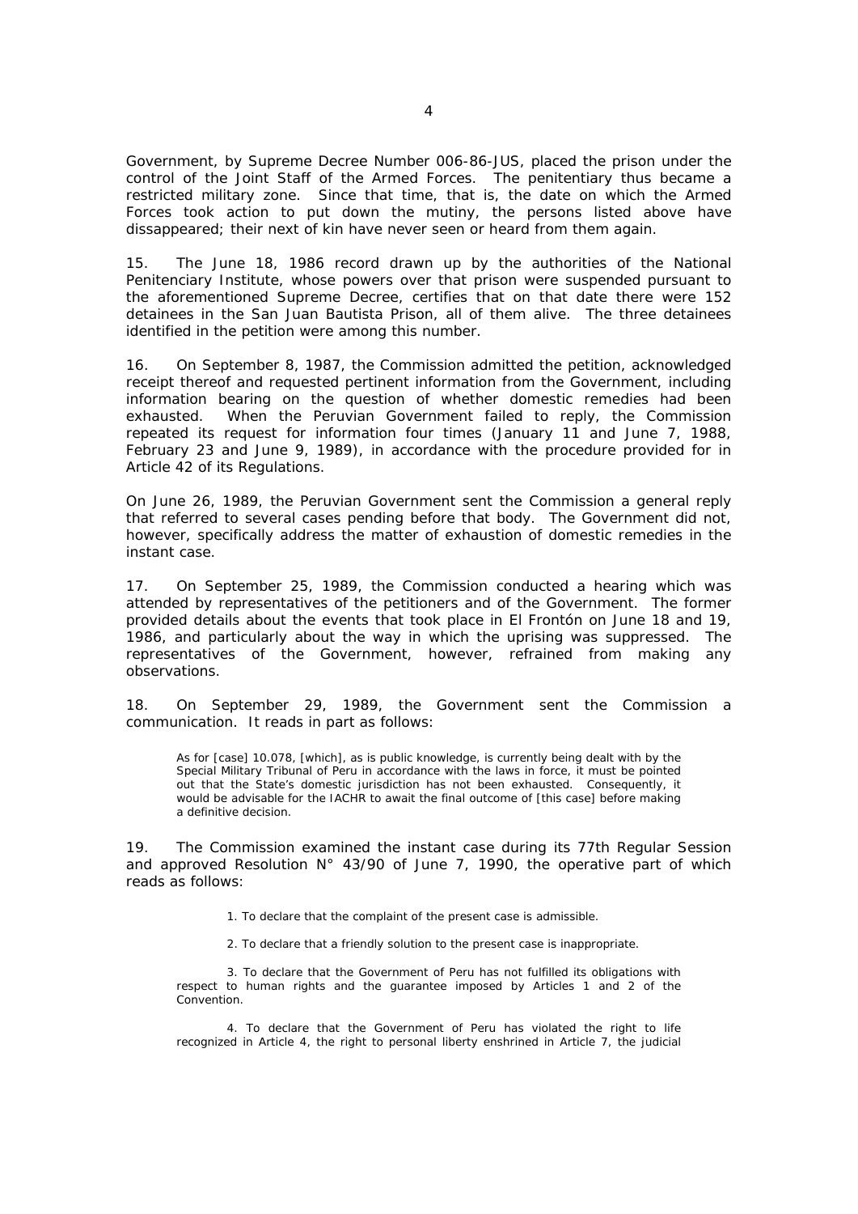Government, by Supreme Decree Number 006-86-JUS, placed the prison under the control of the Joint Staff of the Armed Forces. The penitentiary thus became a restricted military zone. Since that time, that is, the date on which the Armed Forces took action to put down the mutiny, the persons listed above have dissappeared; their next of kin have never seen or heard from them again.

15. The June 18, 1986 record drawn up by the authorities of the National Penitenciary Institute, whose powers over that prison were suspended pursuant to the aforementioned Supreme Decree, certifies that on that date there were 152 detainees in the San Juan Bautista Prison, all of them alive. The three detainees identified in the petition were among this number.

16. On September 8, 1987, the Commission admitted the petition, acknowledged receipt thereof and requested pertinent information from the Government, including information bearing on the question of whether domestic remedies had been exhausted. When the Peruvian Government failed to reply, the Commission repeated its request for information four times (January 11 and June 7, 1988, February 23 and June 9, 1989), in accordance with the procedure provided for in Article 42 of its Regulations.

On June 26, 1989, the Peruvian Government sent the Commission a general reply that referred to several cases pending before that body. The Government did not, however, specifically address the matter of exhaustion of domestic remedies in the instant case.

17. On September 25, 1989, the Commission conducted a hearing which was attended by representatives of the petitioners and of the Government. The former provided details about the events that took place in El Frontón on June 18 and 19, 1986, and particularly about the way in which the uprising was suppressed. The representatives of the Government, however, refrained from making any observations.

18. On September 29, 1989, the Government sent the Commission a communication. It reads in part as follows:

> As for [case] 10.078, [which], as is public knowledge, is currently being dealt with by the Special Military Tribunal of Peru in accordance with the laws in force, it must be pointed out that the State's domestic jurisdiction has not been exhausted. Consequently, it would be advisable for the IACHR to await the final outcome of [this case] before making a definitive decision.

19. The Commission examined the instant case during its 77th Regular Session and approved Resolution N° 43/90 of June 7, 1990, the operative part of which reads as follows:

> 1. To declare that the complaint of the present case is admissible.
>
> 2. To declare that a friendly solution to the present case is inappropriate.
>
> 3. To declare that the Government of Peru has not fulfilled its obligations with respect to human rights and the guarantee imposed by Articles 1 and 2 of the Convention.
>
> 4. To declare that the Government of Peru has violated the right to life recognized in Article 4, the right to personal liberty enshrined in Article 7, the judicial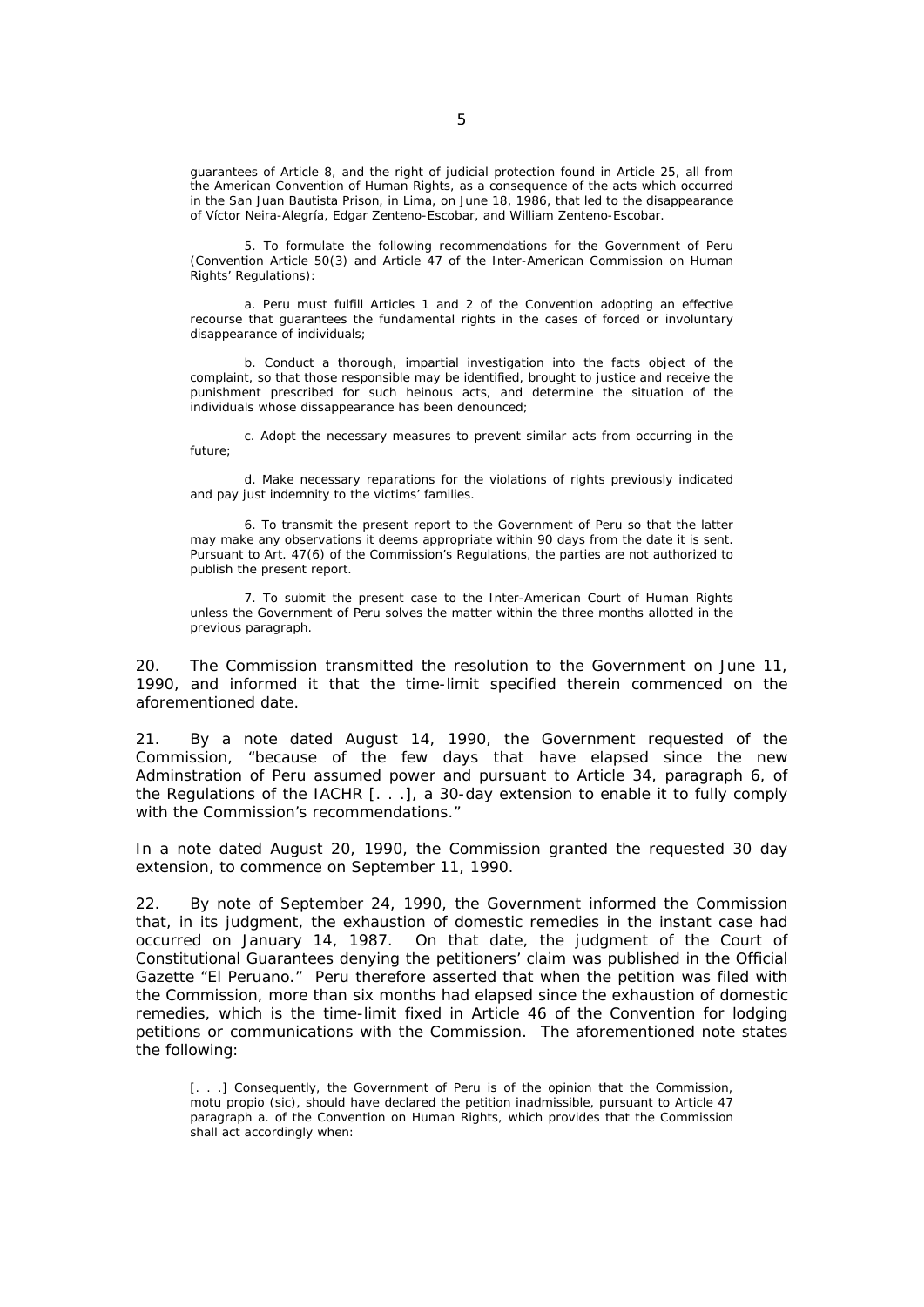guarantees of Article 8, and the right of judicial protection found in Article 25, all from the American Convention of Human Rights, as a consequence of the acts which occurred in the San Juan Bautista Prison, in Lima, on June 18, 1986, that led to the disappearance of Víctor Neira-Alegría, Edgar Zenteno-Escobar, and William Zenteno-Escobar.

> 5. To formulate the following recommendations for the Government of Peru (Convention Article 50(3) and Article 47 of the Inter-American Commission on Human Rights' Regulations):
>
> a. Peru must fulfill Articles 1 and 2 of the Convention adopting an effective recourse that guarantees the fundamental rights in the cases of forced or involuntary disappearance of individuals;
>
> b. Conduct a thorough, impartial investigation into the facts object of the complaint, so that those responsible may be identified, brought to justice and receive the punishment prescribed for such heinous acts, and determine the situation of the individuals whose dissappearance has been denounced;
>
> c. Adopt the necessary measures to prevent similar acts from occurring in the future;
>
> d. Make necessary reparations for the violations of rights previously indicated and pay just indemnity to the victims' families.
>
> 6. To transmit the present report to the Government of Peru so that the latter may make any observations it deems appropriate within 90 days from the date it is sent. Pursuant to Art. 47(6) of the Commission's Regulations, the parties are not authorized to publish the present report.
>
> 7. To submit the present case to the Inter-American Court of Human Rights unless the Government of Peru solves the matter within the three months allotted in the previous paragraph.

20. The Commission transmitted the resolution to the Government on June 11, 1990, and informed it that the time-limit specified therein commenced on the aforementioned date.

21. By a note dated August 14, 1990, the Government requested of the Commission, "because of the few days that have elapsed since the new Adminstration of Peru assumed power and pursuant to Article 34, paragraph 6, of the Regulations of the IACHR [. . .], a 30-day extension to enable it to fully comply with the Commission's recommendations."

In a note dated August 20, 1990, the Commission granted the requested 30 day extension, to commence on September 11, 1990.

22. By note of September 24, 1990, the Government informed the Commission that, in its judgment, the exhaustion of domestic remedies in the instant case had occurred on January 14, 1987. On that date, the judgment of the Court of Constitutional Guarantees denying the petitioners' claim was published in the Official Gazette "El Peruano." Peru therefore asserted that when the petition was filed with the Commission, more than six months had elapsed since the exhaustion of domestic remedies, which is the time-limit fixed in Article 46 of the Convention for lodging petitions or communications with the Commission. The aforementioned note states the following:

> [. . .] Consequently, the Government of Peru is of the opinion that the Commission, motu propio (sic), should have declared the petition inadmissible, pursuant to Article 47 paragraph a. of the Convention on Human Rights, which provides that the Commission shall act accordingly when: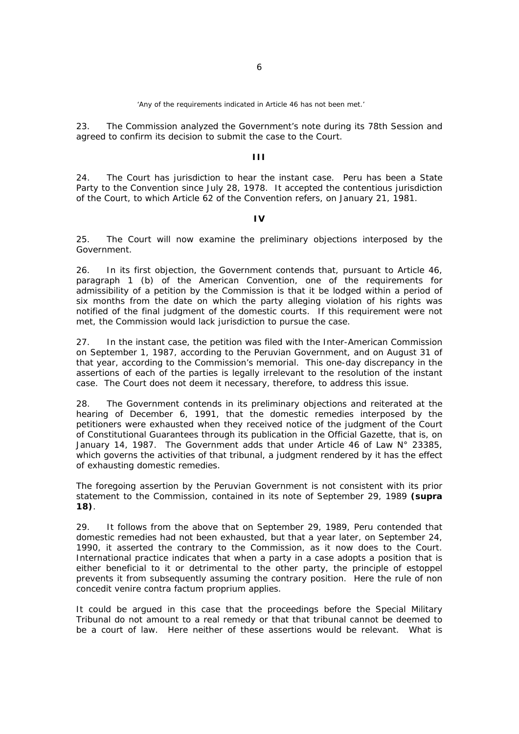'Any of the requirements indicated in Article 46 has not been met.'

23. The Commission analyzed the Government's note during its 78th Session and agreed to confirm its decision to submit the case to the Court.

**III**

24. The Court has jurisdiction to hear the instant case. Peru has been a State Party to the Convention since July 28, 1978. It accepted the contentious jurisdiction of the Court, to which Article 62 of the Convention refers, on January 21, 1981.

**IV**

25. The Court will now examine the preliminary objections interposed by the Government.

26. In its first objection, the Government contends that, pursuant to Article 46, paragraph 1 (b) of the American Convention, one of the requirements for admissibility of a petition by the Commission is that it be lodged within a period of six months from the date on which the party alleging violation of his rights was notified of the final judgment of the domestic courts. If this requirement were not met, the Commission would lack jurisdiction to pursue the case.

27. In the instant case, the petition was filed with the Inter-American Commission on September 1, 1987, according to the Peruvian Government, and on August 31 of that year, according to the Commission's memorial. This one-day discrepancy in the assertions of each of the parties is legally irrelevant to the resolution of the instant case. The Court does not deem it necessary, therefore, to address this issue.

28. The Government contends in its preliminary objections and reiterated at the hearing of December 6, 1991, that the domestic remedies interposed by the petitioners were exhausted when they received notice of the judgment of the Court of Constitutional Guarantees through its publication in the Official Gazette, that is, on January 14, 1987. The Government adds that under Article 46 of Law N° 23385, which governs the activities of that tribunal, a judgment rendered by it has the effect of exhausting domestic remedies.

The foregoing assertion by the Peruvian Government is not consistent with its prior statement to the Commission, contained in its note of September 29, 1989 **(supra 18)**.

29. It follows from the above that on September 29, 1989, Peru contended that domestic remedies had not been exhausted, but that a year later, on September 24, 1990, it asserted the contrary to the Commission, as it now does to the Court. International practice indicates that when a party in a case adopts a position that is either beneficial to it or detrimental to the other party, the principle of estoppel prevents it from subsequently assuming the contrary position. Here the rule of non concedit venire contra factum proprium applies.

It could be argued in this case that the proceedings before the Special Military Tribunal do not amount to a real remedy or that that tribunal cannot be deemed to be a court of law. Here neither of these assertions would be relevant. What is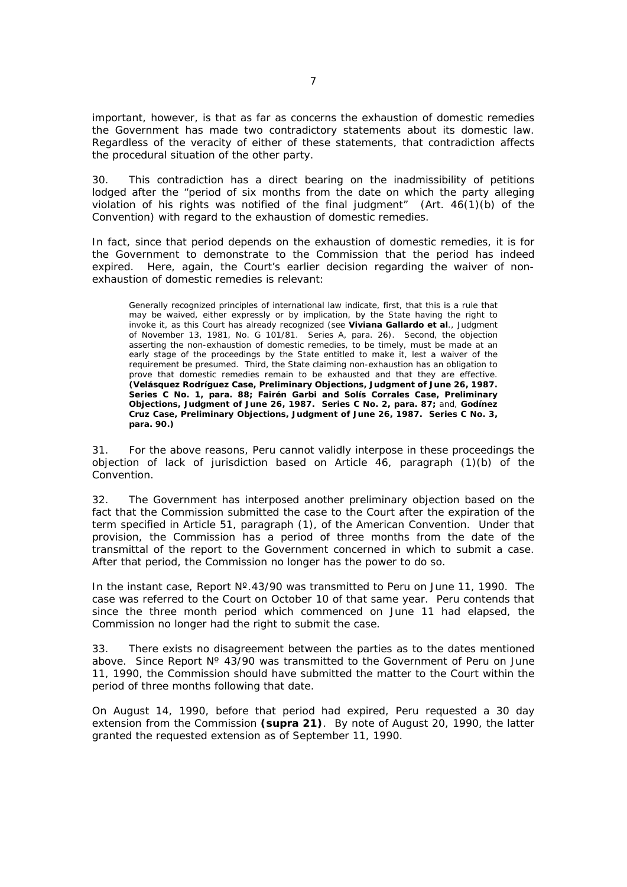important, however, is that as far as concerns the exhaustion of domestic remedies the Government has made two contradictory statements about its domestic law. Regardless of the veracity of either of these statements, that contradiction affects the procedural situation of the other party.

30. This contradiction has a direct bearing on the inadmissibility of petitions lodged after the "period of six months from the date on which the party alleging violation of his rights was notified of the final judgment" (Art. 46(1)(b) of the Convention) with regard to the exhaustion of domestic remedies.

In fact, since that period depends on the exhaustion of domestic remedies, it is for the Government to demonstrate to the Commission that the period has indeed expired. Here, again, the Court's earlier decision regarding the waiver of non-exhaustion of domestic remedies is relevant:

> Generally recognized principles of international law indicate, first, that this is a rule that may be waived, either expressly or by implication, by the State having the right to invoke it, as this Court has already recognized (see **Viviana Gallardo et al**., Judgment of November 13, 1981, No. G 101/81. Series A, para. 26). Second, the objection asserting the non-exhaustion of domestic remedies, to be timely, must be made at an early stage of the proceedings by the State entitled to make it, lest a waiver of the requirement be presumed. Third, the State claiming non-exhaustion has an obligation to prove that domestic remedies remain to be exhausted and that they are effective. **(Velásquez Rodríguez Case, Preliminary Objections, Judgment of June 26, 1987. Series C No. 1, para. 88; Fairén Garbi and Solís Corrales Case, Preliminary Objections, Judgment of June 26, 1987. Series C No. 2, para. 87;** and, **Godínez Cruz Case, Preliminary Objections, Judgment of June 26, 1987. Series C No. 3, para. 90.)**

31. For the above reasons, Peru cannot validly interpose in these proceedings the objection of lack of jurisdiction based on Article 46, paragraph (1)(b) of the Convention.

32. The Government has interposed another preliminary objection based on the fact that the Commission submitted the case to the Court after the expiration of the term specified in Article 51, paragraph (1), of the American Convention. Under that provision, the Commission has a period of three months from the date of the transmittal of the report to the Government concerned in which to submit a case. After that period, the Commission no longer has the power to do so.

In the instant case, Report Nº.43/90 was transmitted to Peru on June 11, 1990. The case was referred to the Court on October 10 of that same year. Peru contends that since the three month period which commenced on June 11 had elapsed, the Commission no longer had the right to submit the case.

33. There exists no disagreement between the parties as to the dates mentioned above. Since Report Nº 43/90 was transmitted to the Government of Peru on June 11, 1990, the Commission should have submitted the matter to the Court within the period of three months following that date.

On August 14, 1990, before that period had expired, Peru requested a 30 day extension from the Commission **(supra 21)**. By note of August 20, 1990, the latter granted the requested extension as of September 11, 1990.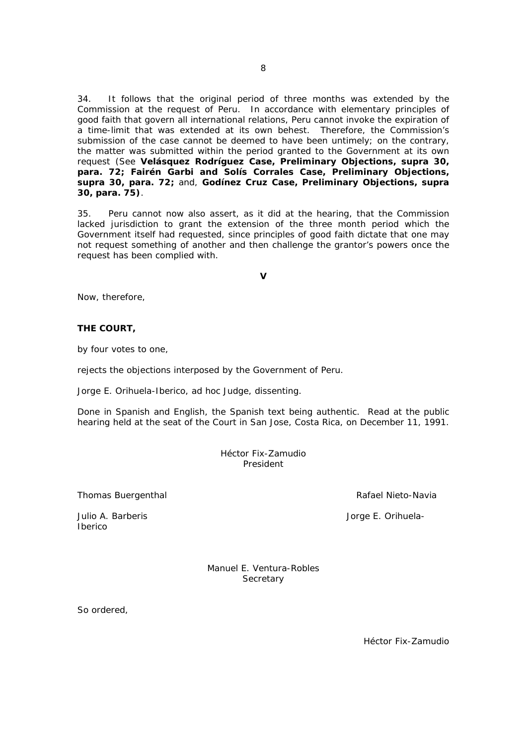34. It follows that the original period of three months was extended by the Commission at the request of Peru. In accordance with elementary principles of good faith that govern all international relations, Peru cannot invoke the expiration of a time-limit that was extended at its own behest. Therefore, the Commission's submission of the case cannot be deemed to have been untimely; on the contrary, the matter was submitted within the period granted to the Government at its own request (See **Velásquez Rodríguez Case, Preliminary Objections, supra 30, para. 72; Fairén Garbi and Solís Corrales Case, Preliminary Objections, supra 30, para. 72;** and, **Godínez Cruz Case, Preliminary Objections, supra 30, para. 75)**.

35. Peru cannot now also assert, as it did at the hearing, that the Commission lacked jurisdiction to grant the extension of the three month period which the Government itself had requested, since principles of good faith dictate that one may not request something of another and then challenge the grantor's powers once the request has been complied with.

**V**

Now, therefore,

**THE COURT,**

by four votes to one,

rejects the objections interposed by the Government of Peru.

Jorge E. Orihuela-Iberico, ad hoc Judge, dissenting.

Done in Spanish and English, the Spanish text being authentic. Read at the public hearing held at the seat of the Court in San Jose, Costa Rica, on December 11, 1991.

Héctor Fix-Zamudio
President

Thomas Buergenthal

Rafael Nieto-Navia

Julio A. Barberis

Jorge E. Orihuela-Iberico

Manuel E. Ventura-Robles
Secretary

So ordered,

Héctor Fix-Zamudio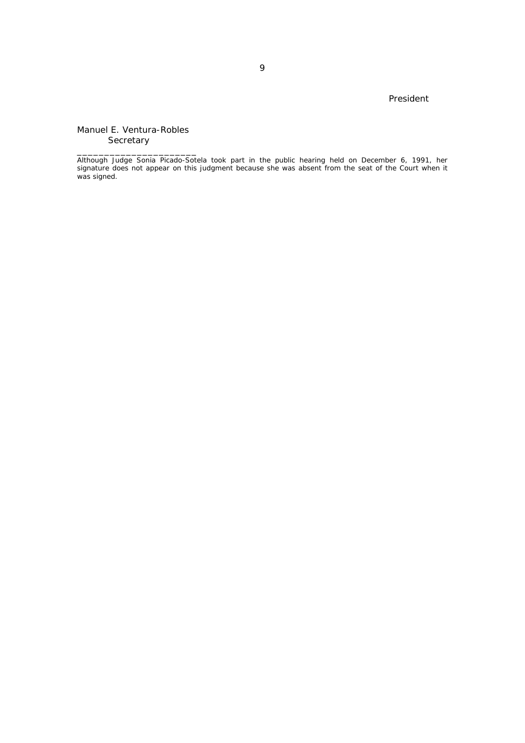President

Manuel E. Ventura-Robles
Secretary

______________________

Although Judge Sonia Picado-Sotela took part in the public hearing held on December 6, 1991, her signature does not appear on this judgment because she was absent from the seat of the Court when it was signed.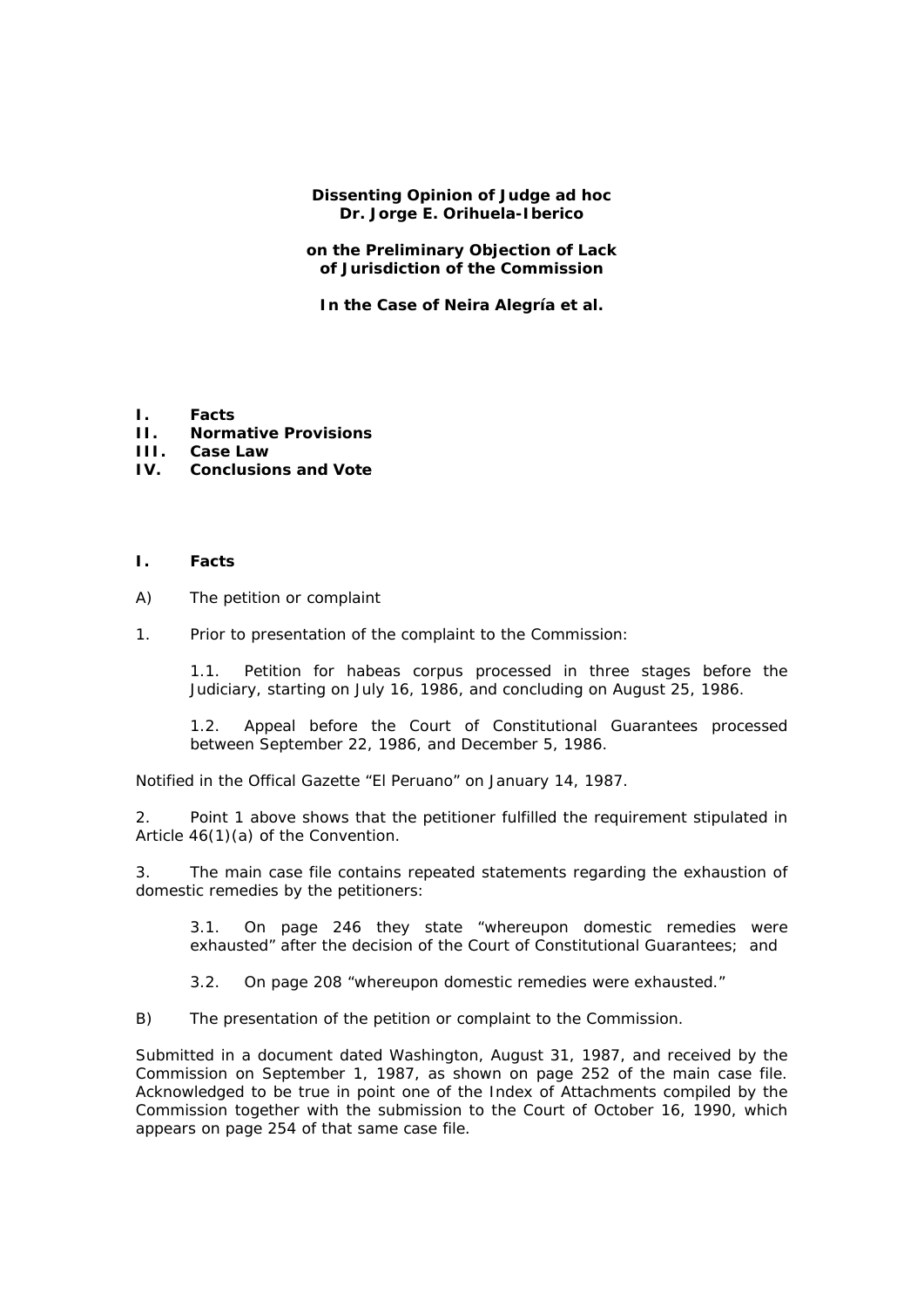**Dissenting Opinion of Judge ad hoc**
**Dr. Jorge E. Orihuela-Iberico**

**on the Preliminary Objection of Lack of Jurisdiction of the Commission**

**In the Case of Neira Alegría et al.**

**I. Facts**
**II. Normative Provisions**
**III. Case Law**
**IV. Conclusions and Vote**

## I. Facts

A) The petition or complaint

1. Prior to presentation of the complaint to the Commission:

> 1.1. Petition for habeas corpus processed in three stages before the Judiciary, starting on July 16, 1986, and concluding on August 25, 1986.
>
> 1.2. Appeal before the Court of Constitutional Guarantees processed between September 22, 1986, and December 5, 1986.

Notified in the Offical Gazette "El Peruano" on January 14, 1987.

2. Point 1 above shows that the petitioner fulfilled the requirement stipulated in Article 46(1)(a) of the Convention.

3. The main case file contains repeated statements regarding the exhaustion of domestic remedies by the petitioners:

> 3.1. On page 246 they state "whereupon domestic remedies were exhausted" after the decision of the Court of Constitutional Guarantees; and
>
> 3.2. On page 208 "whereupon domestic remedies were exhausted."

B) The presentation of the petition or complaint to the Commission.

Submitted in a document dated Washington, August 31, 1987, and received by the Commission on September 1, 1987, as shown on page 252 of the main case file. Acknowledged to be true in point one of the Index of Attachments compiled by the Commission together with the submission to the Court of October 16, 1990, which appears on page 254 of that same case file.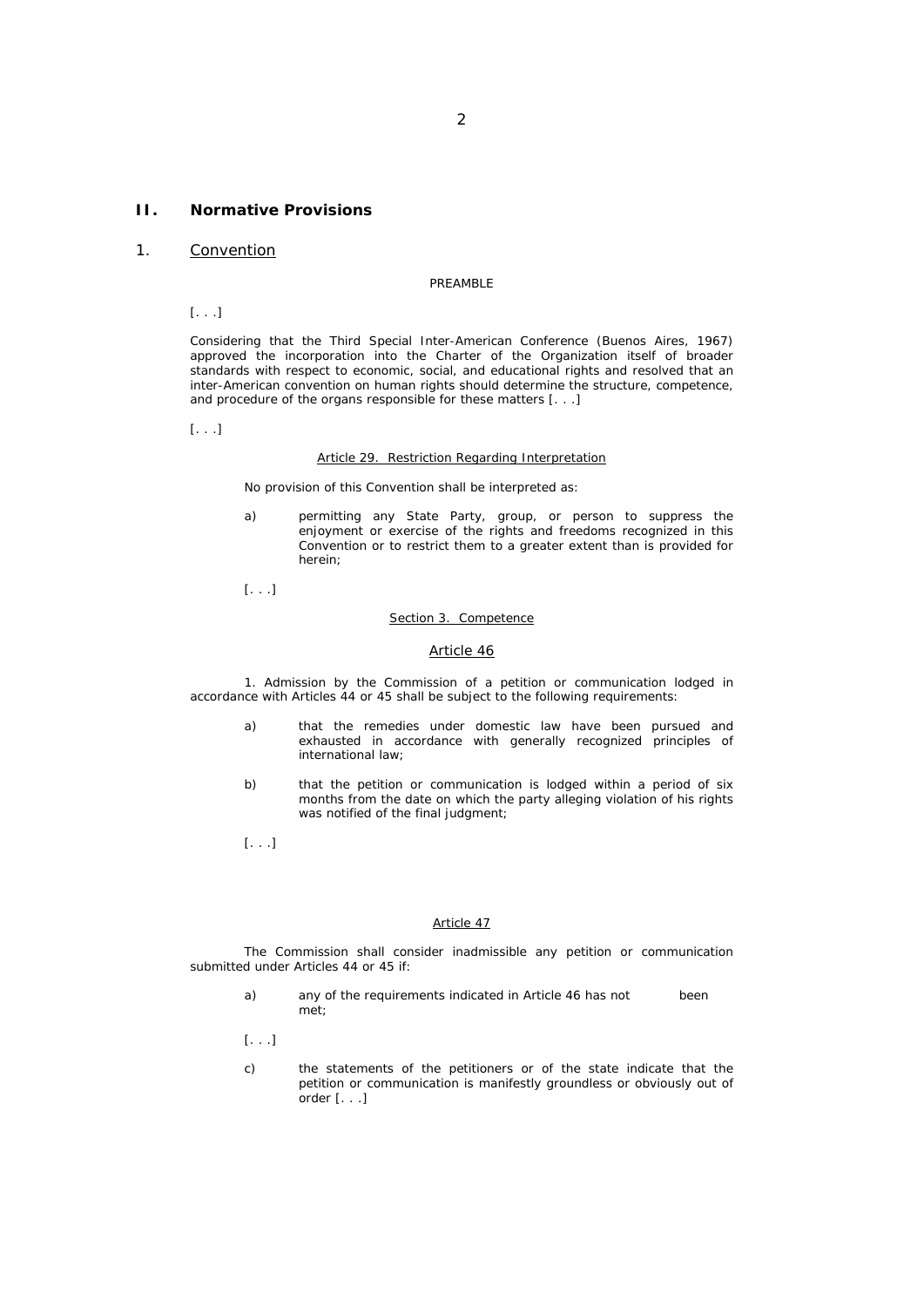## II. Normative Provisions

### 1. Convention

PREAMBLE

[. . .]

Considering that the Third Special Inter-American Conference (Buenos Aires, 1967) approved the incorporation into the Charter of the Organization itself of broader standards with respect to economic, social, and educational rights and resolved that an inter-American convention on human rights should determine the structure, competence, and procedure of the organs responsible for these matters [. . .]

[. . .]

Article 29. Restriction Regarding Interpretation

No provision of this Convention shall be interpreted as:

a) permitting any State Party, group, or person to suppress the enjoyment or exercise of the rights and freedoms recognized in this Convention or to restrict them to a greater extent than is provided for herein;

[. . .]

Section 3. Competence

Article 46

1. Admission by the Commission of a petition or communication lodged in accordance with Articles 44 or 45 shall be subject to the following requirements:

a) that the remedies under domestic law have been pursued and exhausted in accordance with generally recognized principles of international law;

b) that the petition or communication is lodged within a period of six months from the date on which the party alleging violation of his rights was notified of the final judgment;

[. . .]

Article 47

The Commission shall consider inadmissible any petition or communication submitted under Articles 44 or 45 if:

a) any of the requirements indicated in Article 46 has not been met;

[. . .]

c) the statements of the petitioners or of the state indicate that the petition or communication is manifestly groundless or obviously out of order [. . .]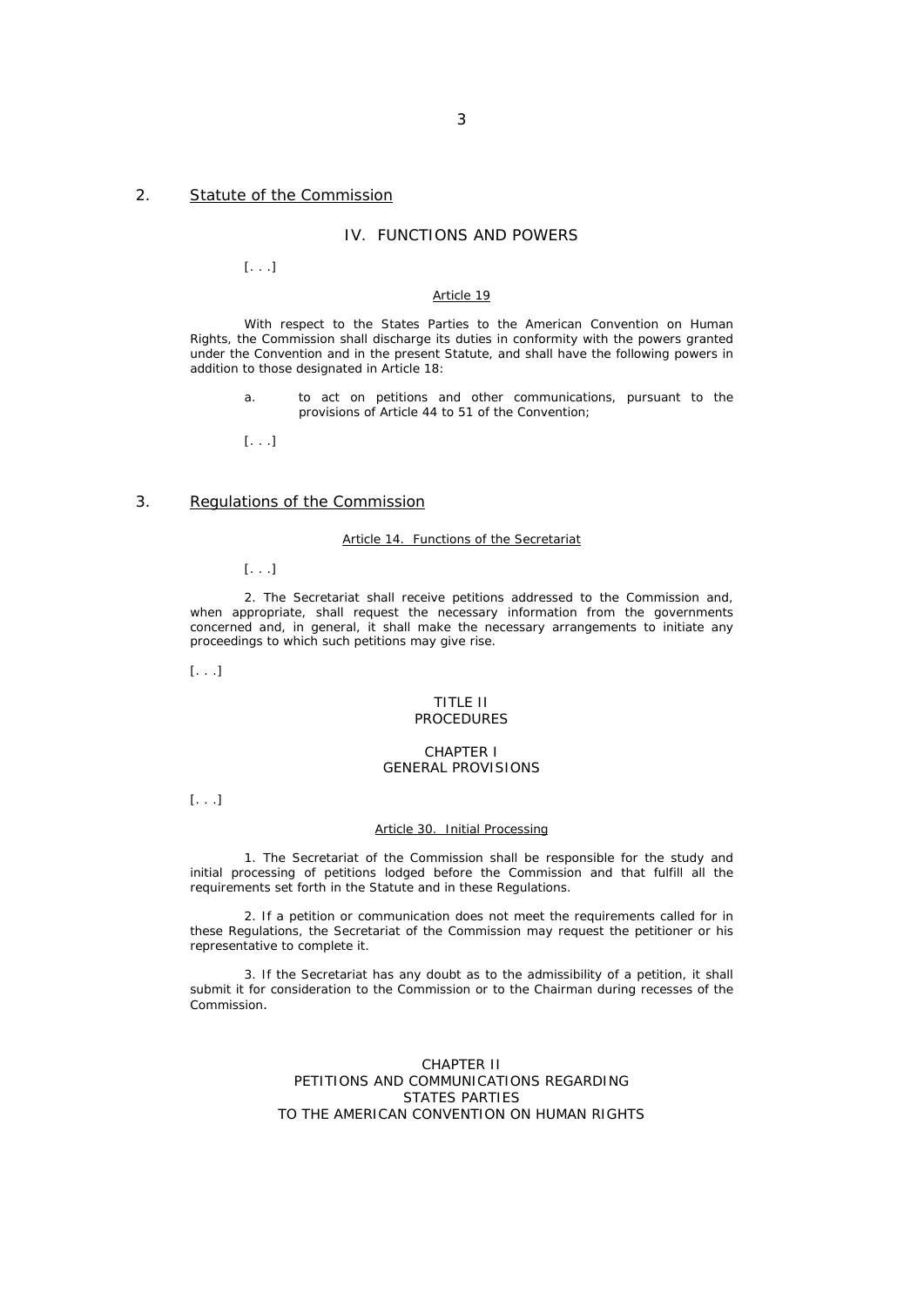## 2. Statute of the Commission

### IV. FUNCTIONS AND POWERS

[. . .]

Article 19

With respect to the States Parties to the American Convention on Human Rights, the Commission shall discharge its duties in conformity with the powers granted under the Convention and in the present Statute, and shall have the following powers in addition to those designated in Article 18:

a. to act on petitions and other communications, pursuant to the provisions of Article 44 to 51 of the Convention;

[. . .]

## 3. Regulations of the Commission

Article 14. Functions of the Secretariat

[. . .]

2. The Secretariat shall receive petitions addressed to the Commission and, when appropriate, shall request the necessary information from the governments concerned and, in general, it shall make the necessary arrangements to initiate any proceedings to which such petitions may give rise.

[. . .]

### TITLE II
### PROCEDURES

### CHAPTER I
### GENERAL PROVISIONS

[. . .]

Article 30. Initial Processing

1. The Secretariat of the Commission shall be responsible for the study and initial processing of petitions lodged before the Commission and that fulfill all the requirements set forth in the Statute and in these Regulations.

2. If a petition or communication does not meet the requirements called for in these Regulations, the Secretariat of the Commission may request the petitioner or his representative to complete it.

3. If the Secretariat has any doubt as to the admissibility of a petition, it shall submit it for consideration to the Commission or to the Chairman during recesses of the Commission.

### CHAPTER II
### PETITIONS AND COMMUNICATIONS REGARDING STATES PARTIES TO THE AMERICAN CONVENTION ON HUMAN RIGHTS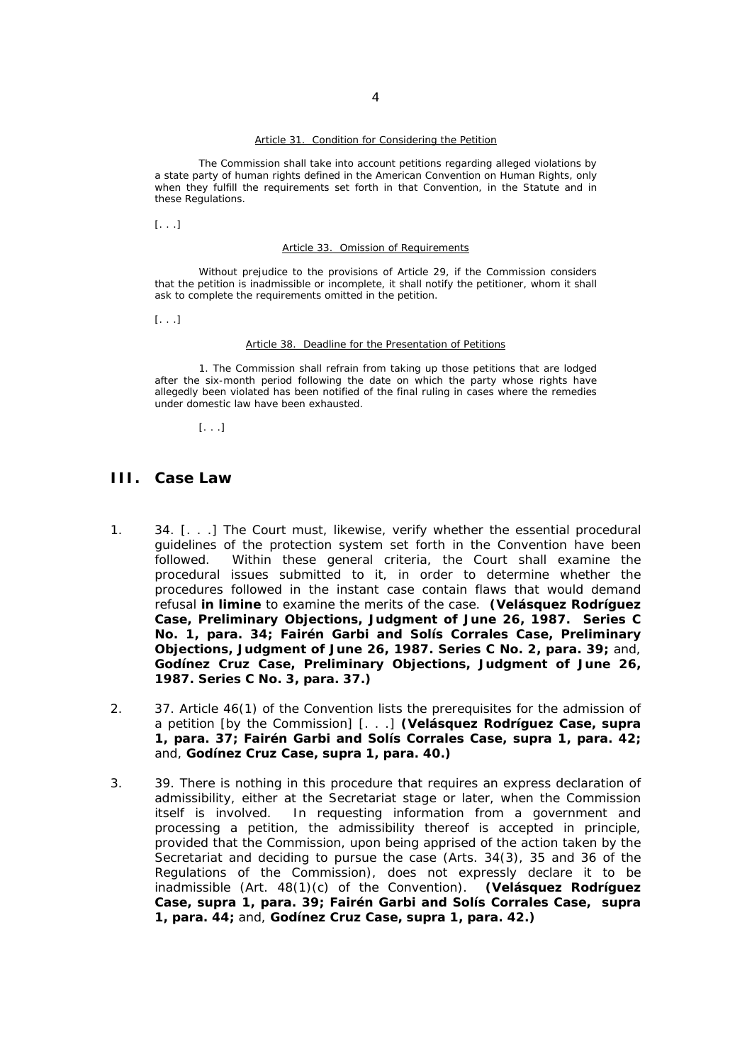Article 31. Condition for Considering the Petition

The Commission shall take into account petitions regarding alleged violations by a state party of human rights defined in the American Convention on Human Rights, only when they fulfill the requirements set forth in that Convention, in the Statute and in these Regulations.

[. . .]

Article 33. Omission of Requirements

Without prejudice to the provisions of Article 29, if the Commission considers that the petition is inadmissible or incomplete, it shall notify the petitioner, whom it shall ask to complete the requirements omitted in the petition.

[. . .]

Article 38. Deadline for the Presentation of Petitions

1. The Commission shall refrain from taking up those petitions that are lodged after the six-month period following the date on which the party whose rights have allegedly been violated has been notified of the final ruling in cases where the remedies under domestic law have been exhausted.

[. . .]

## III. Case Law

1. 34. [. . .] The Court must, likewise, verify whether the essential procedural guidelines of the protection system set forth in the Convention have been followed. Within these general criteria, the Court shall examine the procedural issues submitted to it, in order to determine whether the procedures followed in the instant case contain flaws that would demand refusal **in limine** to examine the merits of the case. **(Velásquez Rodríguez Case, Preliminary Objections, Judgment of June 26, 1987. Series C No. 1, para. 34; Fairén Garbi and Solís Corrales Case, Preliminary Objections, Judgment of June 26, 1987. Series C No. 2, para. 39;** and, **Godínez Cruz Case, Preliminary Objections, Judgment of June 26, 1987. Series C No. 3, para. 37.)**

2. 37. Article 46(1) of the Convention lists the prerequisites for the admission of a petition [by the Commission] [. . .] **(Velásquez Rodríguez Case, supra 1, para. 37; Fairén Garbi and Solís Corrales Case, supra 1, para. 42;** and, **Godínez Cruz Case, supra 1, para. 40.)**

3. 39. There is nothing in this procedure that requires an express declaration of admissibility, either at the Secretariat stage or later, when the Commission itself is involved. In requesting information from a government and processing a petition, the admissibility thereof is accepted in principle, provided that the Commission, upon being apprised of the action taken by the Secretariat and deciding to pursue the case (Arts. 34(3), 35 and 36 of the Regulations of the Commission), does not expressly declare it to be inadmissible (Art. 48(1)(c) of the Convention). **(Velásquez Rodríguez Case, supra 1, para. 39; Fairén Garbi and Solís Corrales Case, supra 1, para. 44;** and, **Godínez Cruz Case, supra 1, para. 42.)**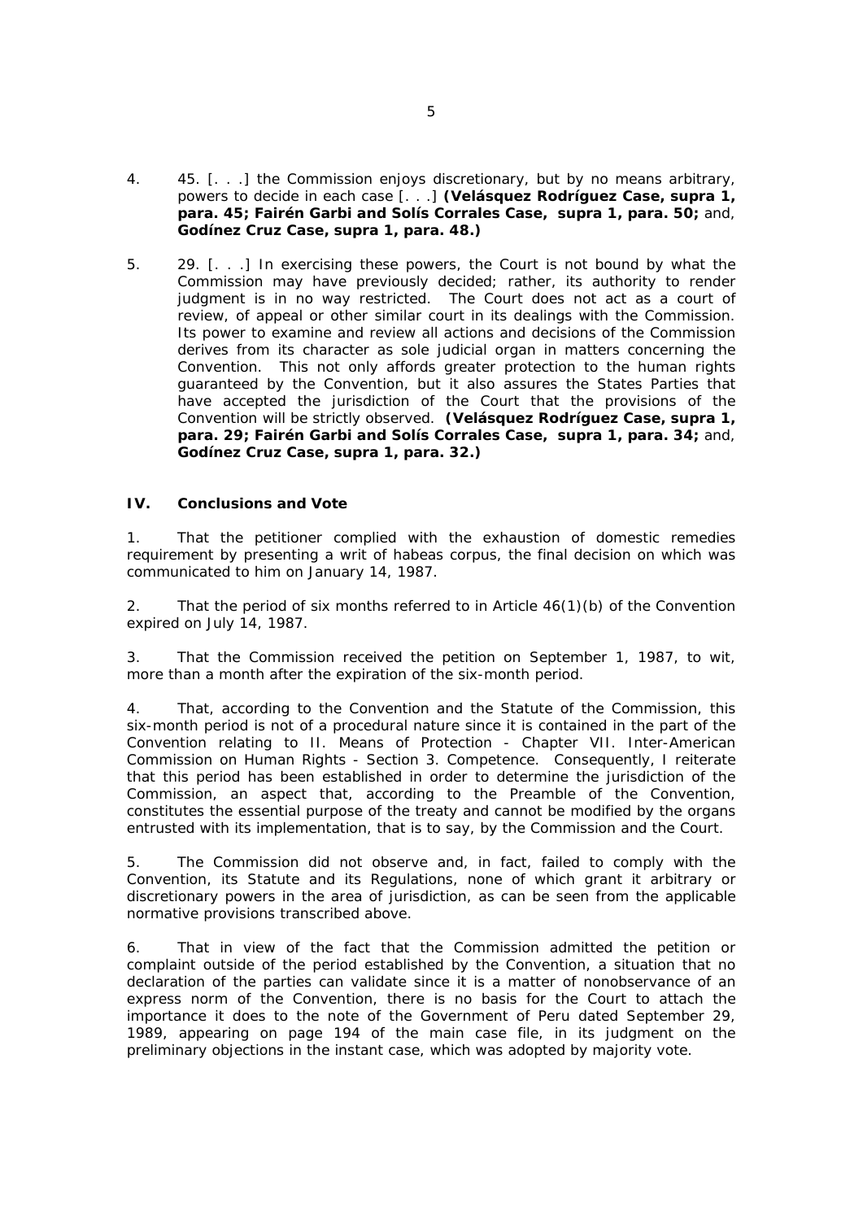4. 45. [. . .] the Commission enjoys discretionary, but by no means arbitrary, powers to decide in each case [. . .] **(Velásquez Rodríguez Case, supra 1, para. 45; Fairén Garbi and Solís Corrales Case, supra 1, para. 50;** and, **Godínez Cruz Case, supra 1, para. 48.)**

5. 29. [. . .] In exercising these powers, the Court is not bound by what the Commission may have previously decided; rather, its authority to render judgment is in no way restricted. The Court does not act as a court of review, of appeal or other similar court in its dealings with the Commission. Its power to examine and review all actions and decisions of the Commission derives from its character as sole judicial organ in matters concerning the Convention. This not only affords greater protection to the human rights guaranteed by the Convention, but it also assures the States Parties that have accepted the jurisdiction of the Court that the provisions of the Convention will be strictly observed. **(Velásquez Rodríguez Case, supra 1, para. 29; Fairén Garbi and Solís Corrales Case, supra 1, para. 34;** and, **Godínez Cruz Case, supra 1, para. 32.)**

## IV. Conclusions and Vote

1. That the petitioner complied with the exhaustion of domestic remedies requirement by presenting a writ of habeas corpus, the final decision on which was communicated to him on January 14, 1987.

2. That the period of six months referred to in Article 46(1)(b) of the Convention expired on July 14, 1987.

3. That the Commission received the petition on September 1, 1987, to wit, more than a month after the expiration of the six-month period.

4. That, according to the Convention and the Statute of the Commission, this six-month period is not of a procedural nature since it is contained in the part of the Convention relating to II. Means of Protection - Chapter VII. Inter-American Commission on Human Rights - Section 3. Competence. Consequently, I reiterate that this period has been established in order to determine the jurisdiction of the Commission, an aspect that, according to the Preamble of the Convention, constitutes the essential purpose of the treaty and cannot be modified by the organs entrusted with its implementation, that is to say, by the Commission and the Court.

5. The Commission did not observe and, in fact, failed to comply with the Convention, its Statute and its Regulations, none of which grant it arbitrary or discretionary powers in the area of jurisdiction, as can be seen from the applicable normative provisions transcribed above.

6. That in view of the fact that the Commission admitted the petition or complaint outside of the period established by the Convention, a situation that no declaration of the parties can validate since it is a matter of nonobservance of an express norm of the Convention, there is no basis for the Court to attach the importance it does to the note of the Government of Peru dated September 29, 1989, appearing on page 194 of the main case file, in its judgment on the preliminary objections in the instant case, which was adopted by majority vote.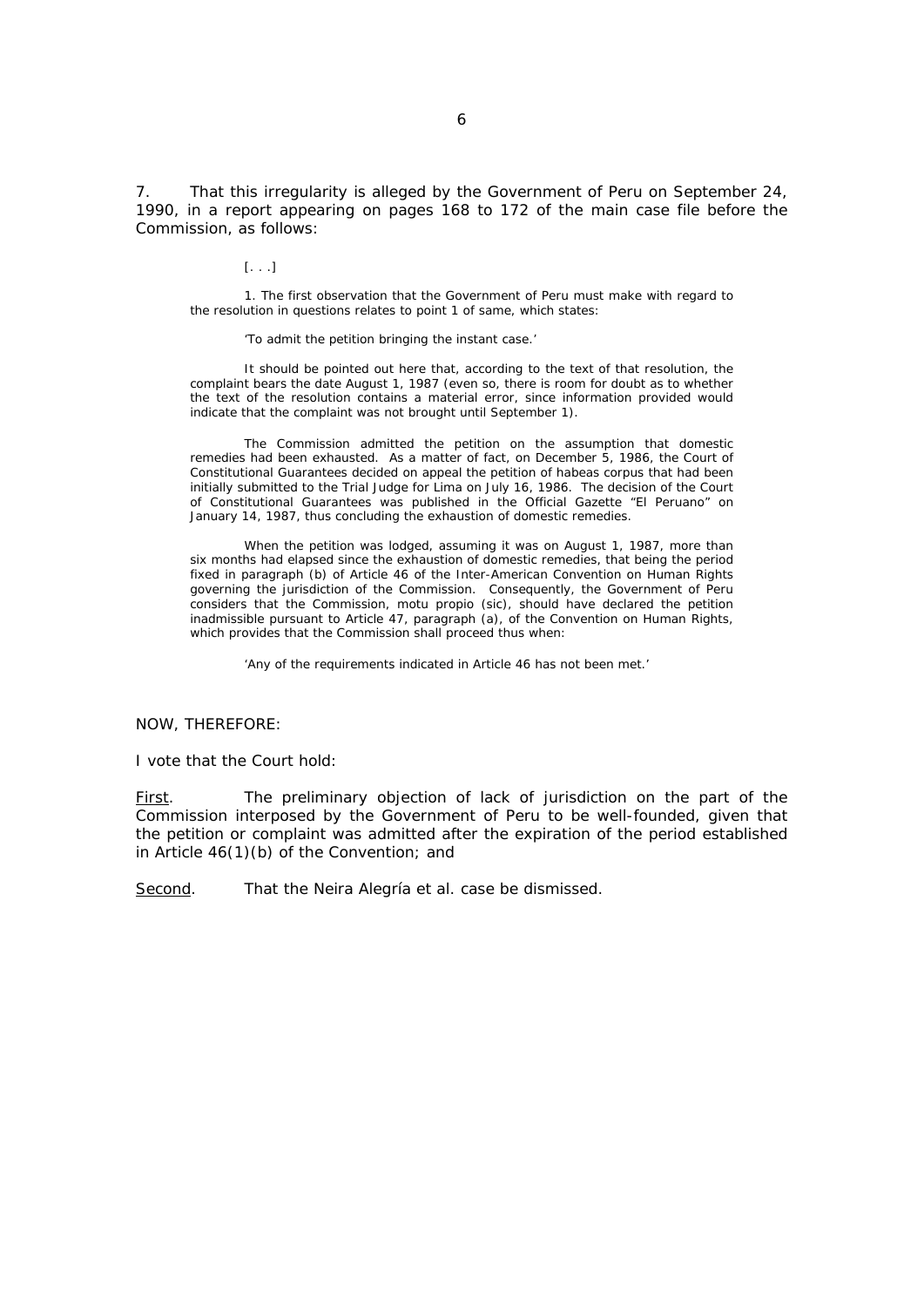7. That this irregularity is alleged by the Government of Peru on September 24, 1990, in a report appearing on pages 168 to 172 of the main case file before the Commission, as follows:

> [. . .]
>
> 1. The first observation that the Government of Peru must make with regard to the resolution in questions relates to point 1 of same, which states:
>
> > 'To admit the petition bringing the instant case.'
>
> It should be pointed out here that, according to the text of that resolution, the complaint bears the date August 1, 1987 (even so, there is room for doubt as to whether the text of the resolution contains a material error, since information provided would indicate that the complaint was not brought until September 1).
>
> The Commission admitted the petition on the assumption that domestic remedies had been exhausted. As a matter of fact, on December 5, 1986, the Court of Constitutional Guarantees decided on appeal the petition of habeas corpus that had been initially submitted to the Trial Judge for Lima on July 16, 1986. The decision of the Court of Constitutional Guarantees was published in the Official Gazette "El Peruano" on January 14, 1987, thus concluding the exhaustion of domestic remedies.
>
> When the petition was lodged, assuming it was on August 1, 1987, more than six months had elapsed since the exhaustion of domestic remedies, that being the period fixed in paragraph (b) of Article 46 of the Inter-American Convention on Human Rights governing the jurisdiction of the Commission. Consequently, the Government of Peru considers that the Commission, motu propio (sic), should have declared the petition inadmissible pursuant to Article 47, paragraph (a), of the Convention on Human Rights, which provides that the Commission shall proceed thus when:
>
> > 'Any of the requirements indicated in Article 46 has not been met.'

NOW, THEREFORE:

I vote that the Court hold:

<u>First</u>. The preliminary objection of lack of jurisdiction on the part of the Commission interposed by the Government of Peru to be well-founded, given that the petition or complaint was admitted after the expiration of the period established in Article 46(1)(b) of the Convention; and

<u>Second</u>. That the Neira Alegría et al. case be dismissed.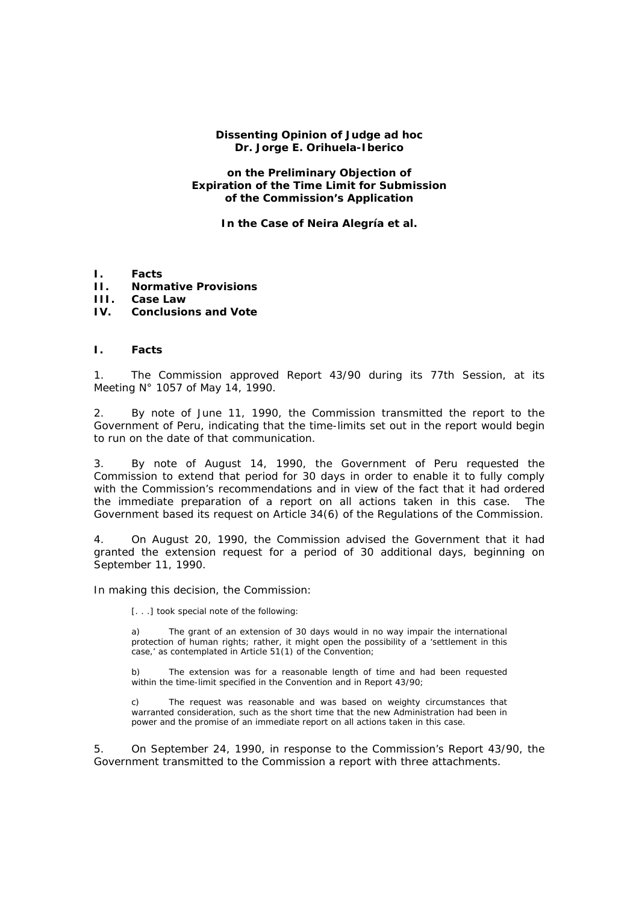**Dissenting Opinion of Judge ad hoc**
**Dr. Jorge E. Orihuela-Iberico**

**on the Preliminary Objection of**
**Expiration of the Time Limit for Submission**
**of the Commission's Application**

**In the Case of Neira Alegría et al.**

**I. Facts**
**II. Normative Provisions**
**III. Case Law**
**IV. Conclusions and Vote**

## I. Facts

1. The Commission approved Report 43/90 during its 77th Session, at its Meeting N° 1057 of May 14, 1990.

2. By note of June 11, 1990, the Commission transmitted the report to the Government of Peru, indicating that the time-limits set out in the report would begin to run on the date of that communication.

3. By note of August 14, 1990, the Government of Peru requested the Commission to extend that period for 30 days in order to enable it to fully comply with the Commission's recommendations and in view of the fact that it had ordered the immediate preparation of a report on all actions taken in this case. The Government based its request on Article 34(6) of the Regulations of the Commission.

4. On August 20, 1990, the Commission advised the Government that it had granted the extension request for a period of 30 additional days, beginning on September 11, 1990.

In making this decision, the Commission:

> [. . .] took special note of the following:
>
> a) The grant of an extension of 30 days would in no way impair the international protection of human rights; rather, it might open the possibility of a 'settlement in this case,' as contemplated in Article 51(1) of the Convention;
>
> b) The extension was for a reasonable length of time and had been requested within the time-limit specified in the Convention and in Report 43/90;
>
> c) The request was reasonable and was based on weighty circumstances that warranted consideration, such as the short time that the new Administration had been in power and the promise of an immediate report on all actions taken in this case.

5. On September 24, 1990, in response to the Commission's Report 43/90, the Government transmitted to the Commission a report with three attachments.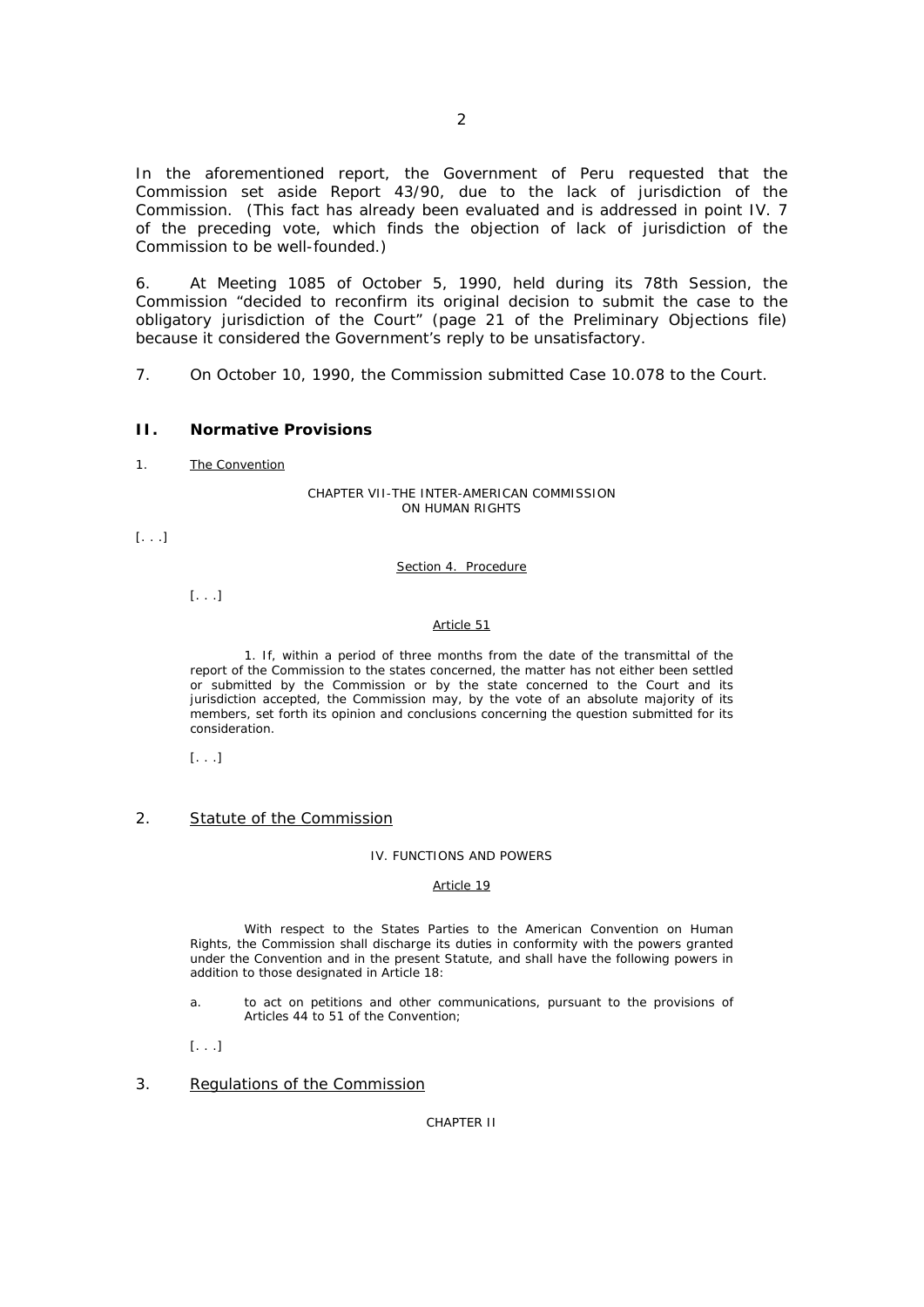In the aforementioned report, the Government of Peru requested that the Commission set aside Report 43/90, due to the lack of jurisdiction of the Commission. (This fact has already been evaluated and is addressed in point IV. 7 of the preceding vote, which finds the objection of lack of jurisdiction of the Commission to be well-founded.)

6. At Meeting 1085 of October 5, 1990, held during its 78th Session, the Commission "decided to reconfirm its original decision to submit the case to the obligatory jurisdiction of the Court" (page 21 of the Preliminary Objections file) because it considered the Government's reply to be unsatisfactory.

7. On October 10, 1990, the Commission submitted Case 10.078 to the Court.

## II. Normative Provisions

1. The Convention

CHAPTER VII-THE INTER-AMERICAN COMMISSION ON HUMAN RIGHTS

[. . .]

Section 4. Procedure

[. . .]

Article 51

> 1. If, within a period of three months from the date of the transmittal of the report of the Commission to the states concerned, the matter has not either been settled or submitted by the Commission or by the state concerned to the Court and its jurisdiction accepted, the Commission may, by the vote of an absolute majority of its members, set forth its opinion and conclusions concerning the question submitted for its consideration.
>
> [. . .]

2. Statute of the Commission

IV. FUNCTIONS AND POWERS

Article 19

> With respect to the States Parties to the American Convention on Human Rights, the Commission shall discharge its duties in conformity with the powers granted under the Convention and in the present Statute, and shall have the following powers in addition to those designated in Article 18:
>
> a. to act on petitions and other communications, pursuant to the provisions of Articles 44 to 51 of the Convention;
>
> [. . .]

3. Regulations of the Commission

CHAPTER II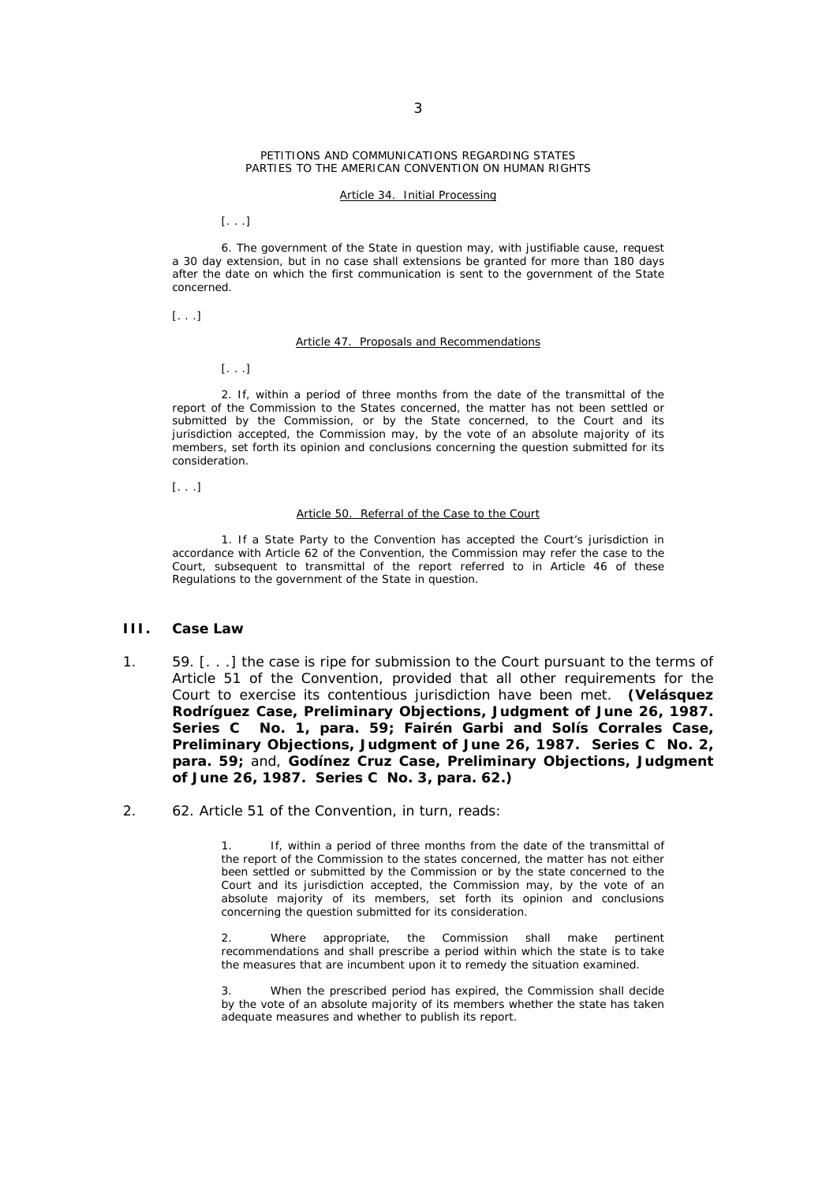PETITIONS AND COMMUNICATIONS REGARDING STATES PARTIES TO THE AMERICAN CONVENTION ON HUMAN RIGHTS

Article 34. Initial Processing

[. . .]

6. The government of the State in question may, with justifiable cause, request a 30 day extension, but in no case shall extensions be granted for more than 180 days after the date on which the first communication is sent to the government of the State concerned.

[. . .]

Article 47. Proposals and Recommendations

[. . .]

2. If, within a period of three months from the date of the transmittal of the report of the Commission to the States concerned, the matter has not been settled or submitted by the Commission, or by the State concerned, to the Court and its jurisdiction accepted, the Commission may, by the vote of an absolute majority of its members, set forth its opinion and conclusions concerning the question submitted for its consideration.

[. . .]

Article 50. Referral of the Case to the Court

1. If a State Party to the Convention has accepted the Court's jurisdiction in accordance with Article 62 of the Convention, the Commission may refer the case to the Court, subsequent to transmittal of the report referred to in Article 46 of these Regulations to the government of the State in question.

## III. Case Law

1. 59. [. . .] the case is ripe for submission to the Court pursuant to the terms of Article 51 of the Convention, provided that all other requirements for the Court to exercise its contentious jurisdiction have been met. **(Velásquez Rodríguez Case, Preliminary Objections, Judgment of June 26, 1987. Series C No. 1, para. 59; Fairén Garbi and Solís Corrales Case, Preliminary Objections, Judgment of June 26, 1987. Series C No. 2, para. 59;** and, **Godínez Cruz Case, Preliminary Objections, Judgment of June 26, 1987. Series C No. 3, para. 62.)**

2. 62. Article 51 of the Convention, in turn, reads:

   > 1. If, within a period of three months from the date of the transmittal of the report of the Commission to the states concerned, the matter has not either been settled or submitted by the Commission or by the state concerned to the Court and its jurisdiction accepted, the Commission may, by the vote of an absolute majority of its members, set forth its opinion and conclusions concerning the question submitted for its consideration.
   >
   > 2. Where appropriate, the Commission shall make pertinent recommendations and shall prescribe a period within which the state is to take the measures that are incumbent upon it to remedy the situation examined.
   >
   > 3. When the prescribed period has expired, the Commission shall decide by the vote of an absolute majority of its members whether the state has taken adequate measures and whether to publish its report.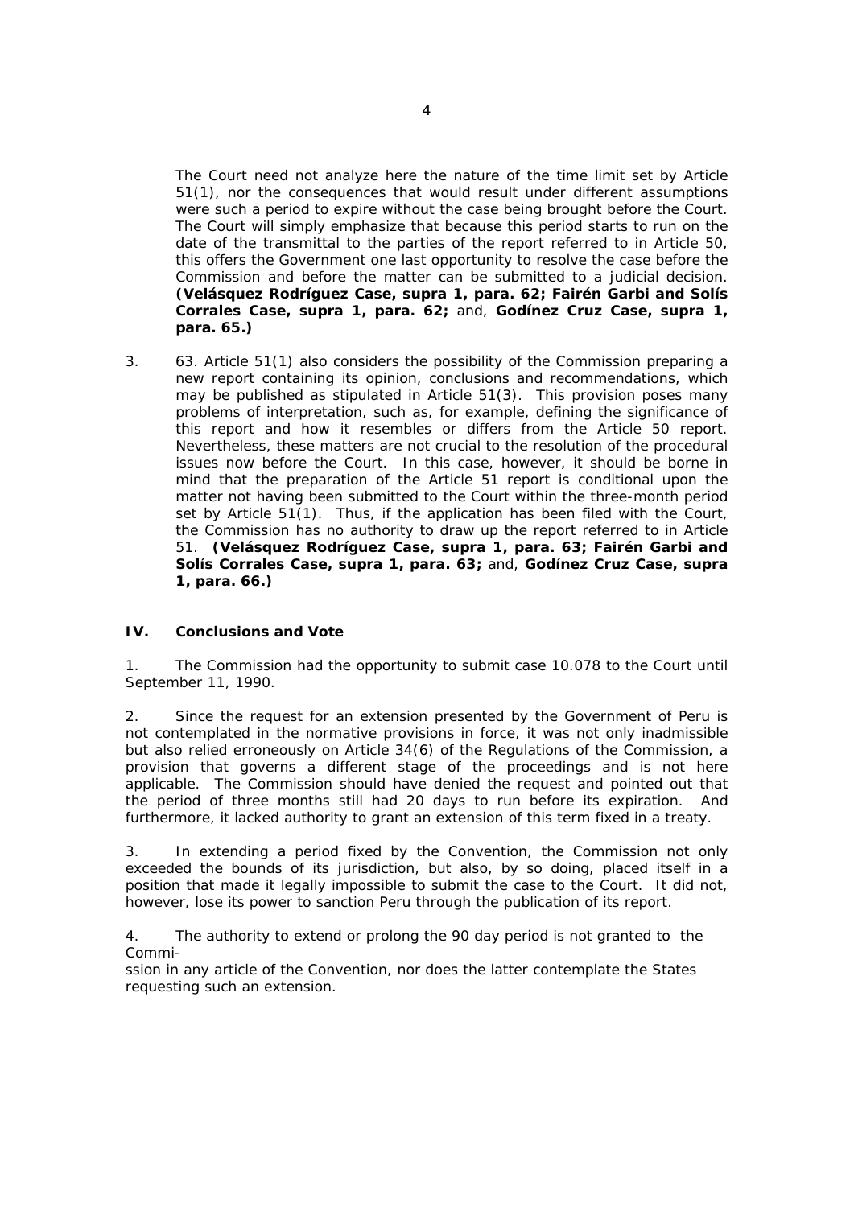The Court need not analyze here the nature of the time limit set by Article 51(1), nor the consequences that would result under different assumptions were such a period to expire without the case being brought before the Court. The Court will simply emphasize that because this period starts to run on the date of the transmittal to the parties of the report referred to in Article 50, this offers the Government one last opportunity to resolve the case before the Commission and before the matter can be submitted to a judicial decision. **(Velásquez Rodríguez Case, supra 1, para. 62; Fairén Garbi and Solís Corrales Case, supra 1, para. 62;** and, **Godínez Cruz Case, supra 1, para. 65.)**

3. 63. Article 51(1) also considers the possibility of the Commission preparing a new report containing its opinion, conclusions and recommendations, which may be published as stipulated in Article 51(3). This provision poses many problems of interpretation, such as, for example, defining the significance of this report and how it resembles or differs from the Article 50 report. Nevertheless, these matters are not crucial to the resolution of the procedural issues now before the Court. In this case, however, it should be borne in mind that the preparation of the Article 51 report is conditional upon the matter not having been submitted to the Court within the three-month period set by Article 51(1). Thus, if the application has been filed with the Court, the Commission has no authority to draw up the report referred to in Article 51. **(Velásquez Rodríguez Case, supra 1, para. 63; Fairén Garbi and Solís Corrales Case, supra 1, para. 63;** and, **Godínez Cruz Case, supra 1, para. 66.)**

## IV. Conclusions and Vote

1. The Commission had the opportunity to submit case 10.078 to the Court until September 11, 1990.

2. Since the request for an extension presented by the Government of Peru is not contemplated in the normative provisions in force, it was not only inadmissible but also relied erroneously on Article 34(6) of the Regulations of the Commission, a provision that governs a different stage of the proceedings and is not here applicable. The Commission should have denied the request and pointed out that the period of three months still had 20 days to run before its expiration. And furthermore, it lacked authority to grant an extension of this term fixed in a treaty.

3. In extending a period fixed by the Convention, the Commission not only exceeded the bounds of its jurisdiction, but also, by so doing, placed itself in a position that made it legally impossible to submit the case to the Court. It did not, however, lose its power to sanction Peru through the publication of its report.

4. The authority to extend or prolong the 90 day period is not granted to the Commission in any article of the Convention, nor does the latter contemplate the States requesting such an extension.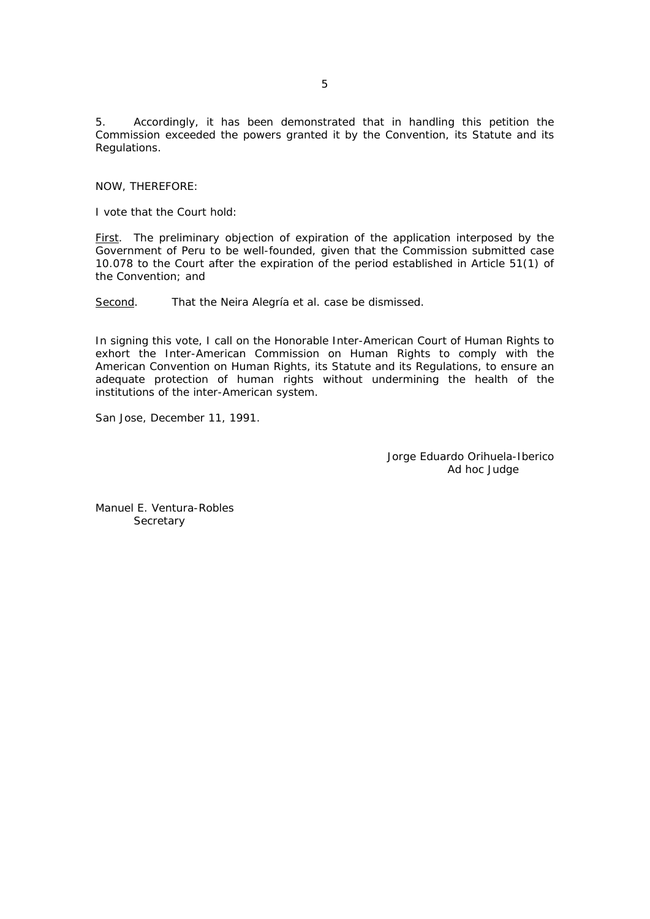5. Accordingly, it has been demonstrated that in handling this petition the Commission exceeded the powers granted it by the Convention, its Statute and its Regulations.

NOW, THEREFORE:

I vote that the Court hold:

First. The preliminary objection of expiration of the application interposed by the Government of Peru to be well-founded, given that the Commission submitted case 10.078 to the Court after the expiration of the period established in Article 51(1) of the Convention; and

Second. That the Neira Alegría et al. case be dismissed.

In signing this vote, I call on the Honorable Inter-American Court of Human Rights to exhort the Inter-American Commission on Human Rights to comply with the American Convention on Human Rights, its Statute and its Regulations, to ensure an adequate protection of human rights without undermining the health of the institutions of the inter-American system.

San Jose, December 11, 1991.

Jorge Eduardo Orihuela-Iberico
Ad hoc Judge

Manuel E. Ventura-Robles
Secretary